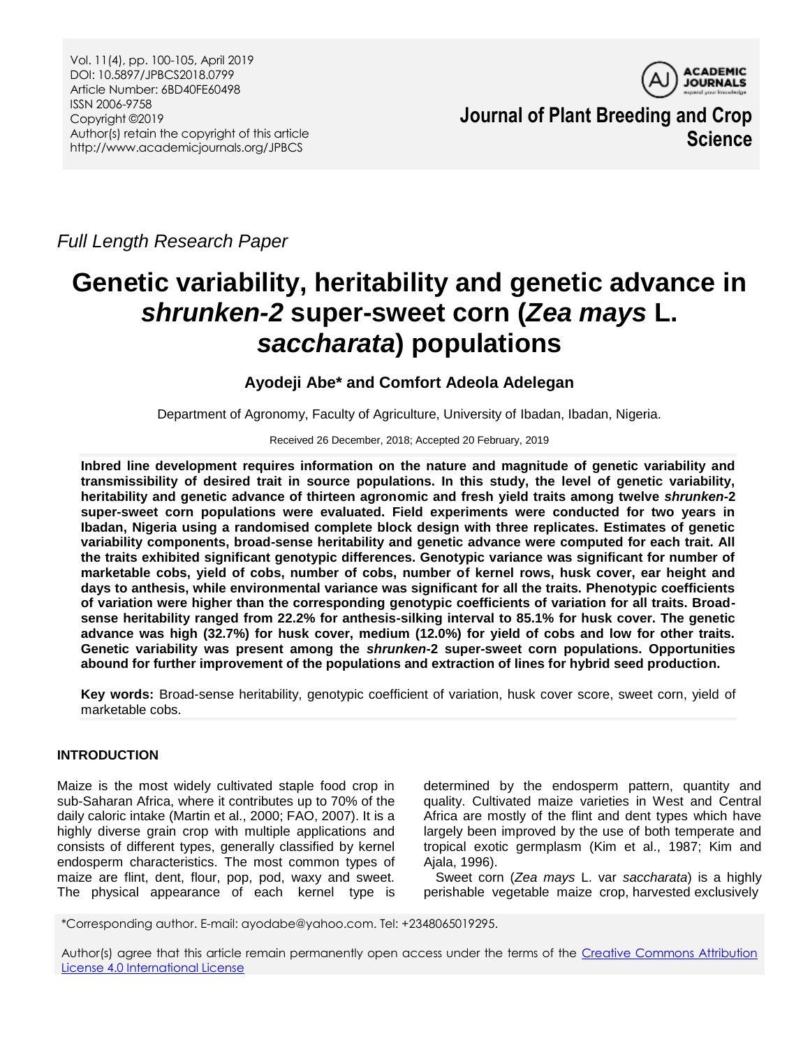Vol. 11(4), pp. 100-105, April 2019
DOI: 10.5897/JPBCS2018.0799
Article Number: 6BD40FE60498
ISSN 2006-9758
Copyright ©2019
Author(s) retain the copyright of this article
http://www.academicjournals.org/JPBCS

**Journal of Plant Breeding and Crop Science**

*Full Length Research Paper*

# Genetic variability, heritability and genetic advance in *shrunken-2* super-sweet corn (*Zea mays* L. *saccharata*) populations

**Ayodeji Abe\* and Comfort Adeola Adelegan**

Department of Agronomy, Faculty of Agriculture, University of Ibadan, Ibadan, Nigeria.

Received 26 December, 2018; Accepted 20 February, 2019

**Inbred line development requires information on the nature and magnitude of genetic variability and transmissibility of desired trait in source populations. In this study, the level of genetic variability, heritability and genetic advance of thirteen agronomic and fresh yield traits among twelve *shrunken*-2 super-sweet corn populations were evaluated. Field experiments were conducted for two years in Ibadan, Nigeria using a randomised complete block design with three replicates. Estimates of genetic variability components, broad-sense heritability and genetic advance were computed for each trait. All the traits exhibited significant genotypic differences. Genotypic variance was significant for number of marketable cobs, yield of cobs, number of cobs, number of kernel rows, husk cover, ear height and days to anthesis, while environmental variance was significant for all the traits. Phenotypic coefficients of variation were higher than the corresponding genotypic coefficients of variation for all traits. Broad-sense heritability ranged from 22.2% for anthesis-silking interval to 85.1% for husk cover. The genetic advance was high (32.7%) for husk cover, medium (12.0%) for yield of cobs and low for other traits. Genetic variability was present among the *shrunken*-2 super-sweet corn populations. Opportunities abound for further improvement of the populations and extraction of lines for hybrid seed production.**

**Key words:** Broad-sense heritability, genotypic coefficient of variation, husk cover score, sweet corn, yield of marketable cobs.

## INTRODUCTION

Maize is the most widely cultivated staple food crop in sub-Saharan Africa, where it contributes up to 70% of the daily caloric intake (Martin et al., 2000; FAO, 2007). It is a highly diverse grain crop with multiple applications and consists of different types, generally classified by kernel endosperm characteristics. The most common types of maize are flint, dent, flour, pop, pod, waxy and sweet. The physical appearance of each kernel type is determined by the endosperm pattern, quantity and quality. Cultivated maize varieties in West and Central Africa are mostly of the flint and dent types which have largely been improved by the use of both temperate and tropical exotic germplasm (Kim et al., 1987; Kim and Ajala, 1996).

Sweet corn (*Zea mays* L. var *saccharata*) is a highly perishable vegetable maize crop, harvested exclusively

\*Corresponding author. E-mail: ayodabe@yahoo.com. Tel: +2348065019295.

Author(s) agree that this article remain permanently open access under the terms of the Creative Commons Attribution License 4.0 International License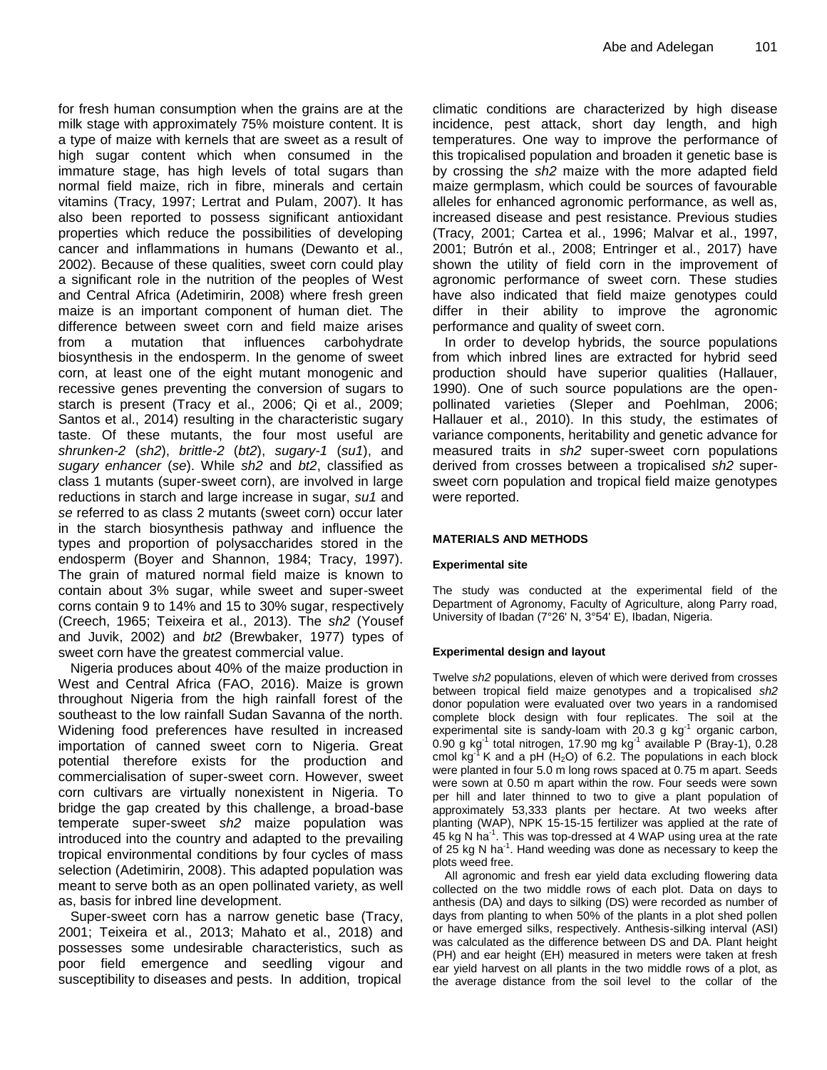for fresh human consumption when the grains are at the milk stage with approximately 75% moisture content. It is a type of maize with kernels that are sweet as a result of high sugar content which when consumed in the immature stage, has high levels of total sugars than normal field maize, rich in fibre, minerals and certain vitamins (Tracy, 1997; Lertrat and Pulam, 2007). It has also been reported to possess significant antioxidant properties which reduce the possibilities of developing cancer and inflammations in humans (Dewanto et al., 2002). Because of these qualities, sweet corn could play a significant role in the nutrition of the peoples of West and Central Africa (Adetimirin, 2008) where fresh green maize is an important component of human diet. The difference between sweet corn and field maize arises from a mutation that influences carbohydrate biosynthesis in the endosperm. In the genome of sweet corn, at least one of the eight mutant monogenic and recessive genes preventing the conversion of sugars to starch is present (Tracy et al., 2006; Qi et al., 2009; Santos et al., 2014) resulting in the characteristic sugary taste. Of these mutants, the four most useful are *shrunken-2* (*sh2*), *brittle-2* (*bt2*), *sugary-1* (*su1*), and *sugary enhancer* (*se*). While *sh2* and *bt2*, classified as class 1 mutants (super-sweet corn), are involved in large reductions in starch and large increase in sugar, *su1* and *se* referred to as class 2 mutants (sweet corn) occur later in the starch biosynthesis pathway and influence the types and proportion of polysaccharides stored in the endosperm (Boyer and Shannon, 1984; Tracy, 1997). The grain of matured normal field maize is known to contain about 3% sugar, while sweet and super-sweet corns contain 9 to 14% and 15 to 30% sugar, respectively (Creech, 1965; Teixeira et al., 2013). The *sh2* (Yousef and Juvik, 2002) and *bt2* (Brewbaker, 1977) types of sweet corn have the greatest commercial value.

Nigeria produces about 40% of the maize production in West and Central Africa (FAO, 2016). Maize is grown throughout Nigeria from the high rainfall forest of the southeast to the low rainfall Sudan Savanna of the north. Widening food preferences have resulted in increased importation of canned sweet corn to Nigeria. Great potential therefore exists for the production and commercialisation of super-sweet corn. However, sweet corn cultivars are virtually nonexistent in Nigeria. To bridge the gap created by this challenge, a broad-base temperate super-sweet *sh2* maize population was introduced into the country and adapted to the prevailing tropical environmental conditions by four cycles of mass selection (Adetimirin, 2008). This adapted population was meant to serve both as an open pollinated variety, as well as, basis for inbred line development.

Super-sweet corn has a narrow genetic base (Tracy, 2001; Teixeira et al., 2013; Mahato et al., 2018) and possesses some undesirable characteristics, such as poor field emergence and seedling vigour and susceptibility to diseases and pests. In addition, tropical climatic conditions are characterized by high disease incidence, pest attack, short day length, and high temperatures. One way to improve the performance of this tropicalised population and broaden it genetic base is by crossing the *sh2* maize with the more adapted field maize germplasm, which could be sources of favourable alleles for enhanced agronomic performance, as well as, increased disease and pest resistance. Previous studies (Tracy, 2001; Cartea et al., 1996; Malvar et al., 1997, 2001; Butrón et al., 2008; Entringer et al., 2017) have shown the utility of field corn in the improvement of agronomic performance of sweet corn. These studies have also indicated that field maize genotypes could differ in their ability to improve the agronomic performance and quality of sweet corn.

In order to develop hybrids, the source populations from which inbred lines are extracted for hybrid seed production should have superior qualities (Hallauer, 1990). One of such source populations are the open-pollinated varieties (Sleper and Poehlman, 2006; Hallauer et al., 2010). In this study, the estimates of variance components, heritability and genetic advance for measured traits in *sh2* super-sweet corn populations derived from crosses between a tropicalised *sh2* super-sweet corn population and tropical field maize genotypes were reported.

## MATERIALS AND METHODS

### Experimental site

The study was conducted at the experimental field of the Department of Agronomy, Faculty of Agriculture, along Parry road, University of Ibadan (7°26' N, 3°54' E), Ibadan, Nigeria.

### Experimental design and layout

Twelve *sh2* populations, eleven of which were derived from crosses between tropical field maize genotypes and a tropicalised *sh2* donor population were evaluated over two years in a randomised complete block design with four replicates. The soil at the experimental site is sandy-loam with 20.3 g kg$^{-1}$ organic carbon, 0.90 g kg$^{-1}$ total nitrogen, 17.90 mg kg$^{-1}$ available P (Bray-1), 0.28 cmol kg$^{-1}$ K and a pH ($H_2O$) of 6.2. The populations in each block were planted in four 5.0 m long rows spaced at 0.75 m apart. Seeds were sown at 0.50 m apart within the row. Four seeds were sown per hill and later thinned to two to give a plant population of approximately 53,333 plants per hectare. At two weeks after planting (WAP), NPK 15-15-15 fertilizer was applied at the rate of 45 kg N ha$^{-1}$. This was top-dressed at 4 WAP using urea at the rate of 25 kg N ha$^{-1}$. Hand weeding was done as necessary to keep the plots weed free.

All agronomic and fresh ear yield data excluding flowering data collected on the two middle rows of each plot. Data on days to anthesis (DA) and days to silking (DS) were recorded as number of days from planting to when 50% of the plants in a plot shed pollen or have emerged silks, respectively. Anthesis-silking interval (ASI) was calculated as the difference between DS and DA. Plant height (PH) and ear height (EH) measured in meters were taken at fresh ear yield harvest on all plants in the two middle rows of a plot, as the average distance from the soil level to the collar of the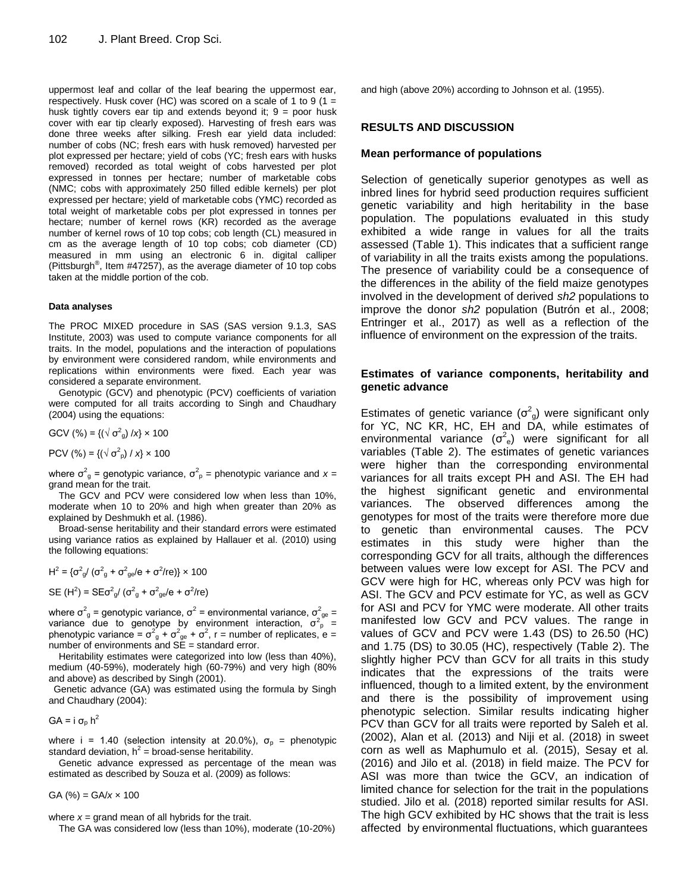uppermost leaf and collar of the leaf bearing the uppermost ear, respectively. Husk cover (HC) was scored on a scale of 1 to 9 (1 = husk tightly covers ear tip and extends beyond it; 9 = poor husk cover with ear tip clearly exposed). Harvesting of fresh ears was done three weeks after silking. Fresh ear yield data included: number of cobs (NC; fresh ears with husk removed) harvested per plot expressed per hectare; yield of cobs (YC; fresh ears with husks removed) recorded as total weight of cobs harvested per plot expressed in tonnes per hectare; number of marketable cobs (NMC; cobs with approximately 250 filled edible kernels) per plot expressed per hectare; yield of marketable cobs (YMC) recorded as total weight of marketable cobs per plot expressed in tonnes per hectare; number of kernel rows (KR) recorded as the average number of kernel rows of 10 top cobs; cob length (CL) measured in cm as the average length of 10 top cobs; cob diameter (CD) measured in mm using an electronic 6 in. digital calliper (Pittsburgh®, Item #47257), as the average diameter of 10 top cobs taken at the middle portion of the cob.

#### Data analyses

The PROC MIXED procedure in SAS (SAS version 9.1.3, SAS Institute, 2003) was used to compute variance components for all traits. In the model, populations and the interaction of populations by environment were considered random, while environments and replications within environments were fixed. Each year was considered a separate environment.

Genotypic (GCV) and phenotypic (PCV) coefficients of variation were computed for all traits according to Singh and Chaudhary (2004) using the equations:

$$GCV\ (\%) = \{(\sqrt{\sigma^2_g})\ /x\} \times 100$$

$$PCV\ (\%) = \{(\sqrt{\sigma^2_p})\ /\ x\} \times 100$$

where $\sigma^2_g$ = genotypic variance, $\sigma^2_p$ = phenotypic variance and $x$ = grand mean for the trait.

The GCV and PCV were considered low when less than 10%, moderate when 10 to 20% and high when greater than 20% as explained by Deshmukh et al. (1986).

Broad-sense heritability and their standard errors were estimated using variance ratios as explained by Hallauer et al. (2010) using the following equations:

$$H^2 = \{\sigma^2_g / (\sigma^2_g + \sigma^2_{ge}/e + \sigma^2/re)\} \times 100$$

$$SE\ (H^2) = SE\sigma^2_g / (\sigma^2_g + \sigma^2_{ge}/e + \sigma^2/re)$$

where $\sigma^2_g$ = genotypic variance, $\sigma^2$ = environmental variance, $\sigma^2_{ge}$ = variance due to genotype by environment interaction, $\sigma^2_p$ = phenotypic variance = $\sigma^2_g + \sigma^2_{ge} + \sigma^2$, r = number of replicates, e = number of environments and SE = standard error.

Heritability estimates were categorized into low (less than 40%), medium (40-59%), moderately high (60-79%) and very high (80% and above) as described by Singh (2001).

Genetic advance (GA) was estimated using the formula by Singh and Chaudhary (2004):

$$GA = i\ \sigma_p\ h^2$$

where i = 1.40 (selection intensity at 20.0%), $\sigma_p$ = phenotypic standard deviation, $h^2$ = broad-sense heritability.

Genetic advance expressed as percentage of the mean was estimated as described by Souza et al. (2009) as follows:

$$GA\ (\%) = GA/x \times 100$$

where $x$ = grand mean of all hybrids for the trait.

The GA was considered low (less than 10%), moderate (10-20%) and high (above 20%) according to Johnson et al. (1955).

## RESULTS AND DISCUSSION

### Mean performance of populations

Selection of genetically superior genotypes as well as inbred lines for hybrid seed production requires sufficient genetic variability and high heritability in the base population. The populations evaluated in this study exhibited a wide range in values for all the traits assessed (Table 1). This indicates that a sufficient range of variability in all the traits exists among the populations. The presence of variability could be a consequence of the differences in the ability of the field maize genotypes involved in the development of derived *sh2* populations to improve the donor *sh2* population (Butrón et al., 2008; Entringer et al., 2017) as well as a reflection of the influence of environment on the expression of the traits.

### Estimates of variance components, heritability and genetic advance

Estimates of genetic variance ($\sigma^2_g$) were significant only for YC, NC KR, HC, EH and DA, while estimates of environmental variance ($\sigma^2_e$) were significant for all variables (Table 2). The estimates of genetic variances were higher than the corresponding environmental variances for all traits except PH and ASI. The EH had the highest significant genetic and environmental variances. The observed differences among the genotypes for most of the traits were therefore more due to genetic than environmental causes. The PCV estimates in this study were higher than the corresponding GCV for all traits, although the differences between values were low except for ASI. The PCV and GCV were high for HC, whereas only PCV was high for ASI. The GCV and PCV estimate for YC, as well as GCV for ASI and PCV for YMC were moderate. All other traits manifested low GCV and PCV values. The range in values of GCV and PCV were 1.43 (DS) to 26.50 (HC) and 1.75 (DS) to 30.05 (HC), respectively (Table 2). The slightly higher PCV than GCV for all traits in this study indicates that the expressions of the traits were influenced, though to a limited extent, by the environment and there is the possibility of improvement using phenotypic selection. Similar results indicating higher PCV than GCV for all traits were reported by Saleh et al. (2002), Alan et al. (2013) and Niji et al. (2018) in sweet corn as well as Maphumulo et al. (2015), Sesay et al. (2016) and Jilo et al. (2018) in field maize. The PCV for ASI was more than twice the GCV, an indication of limited chance for selection for the trait in the populations studied. Jilo et al. (2018) reported similar results for ASI. The high GCV exhibited by HC shows that the trait is less affected by environmental fluctuations, which guarantees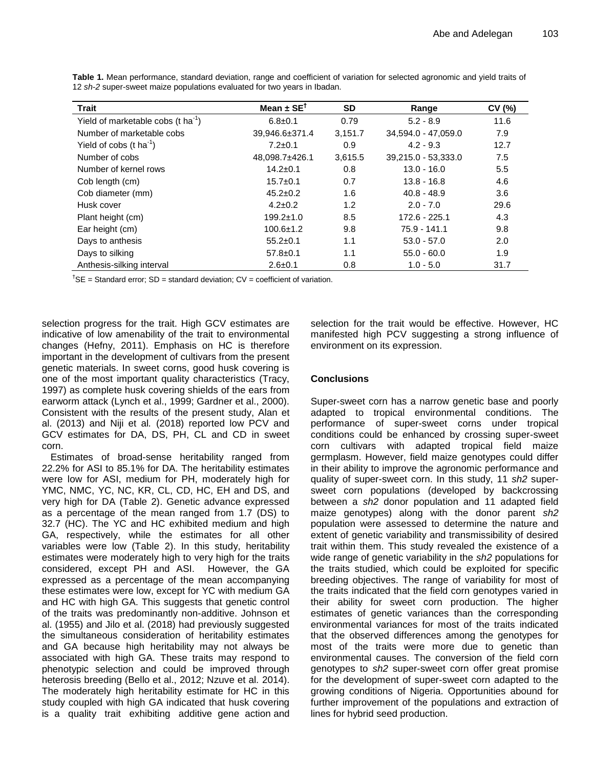**Table 1.** Mean performance, standard deviation, range and coefficient of variation for selected agronomic and yield traits of 12 *sh-2* super-sweet maize populations evaluated for two years in Ibadan.

| Trait | Mean ± SE[†] | SD | Range | CV (%) |
|---|---|---|---|---|
| Yield of marketable cobs (t ha$^{-1}$) | 6.8±0.1 | 0.79 | 5.2 - 8.9 | 11.6 |
| Number of marketable cobs | 39,946.6±371.4 | 3,151.7 | 34,594.0 - 47,059.0 | 7.9 |
| Yield of cobs (t ha$^{-1}$) | 7.2±0.1 | 0.9 | 4.2 - 9.3 | 12.7 |
| Number of cobs | 48,098.7±426.1 | 3,615.5 | 39,215.0 - 53,333.0 | 7.5 |
| Number of kernel rows | 14.2±0.1 | 0.8 | 13.0 - 16.0 | 5.5 |
| Cob length (cm) | 15.7±0.1 | 0.7 | 13.8 - 16.8 | 4.6 |
| Cob diameter (mm) | 45.2±0.2 | 1.6 | 40.8 - 48.9 | 3.6 |
| Husk cover | 4.2±0.2 | 1.2 | 2.0 - 7.0 | 29.6 |
| Plant height (cm) | 199.2±1.0 | 8.5 | 172.6 - 225.1 | 4.3 |
| Ear height (cm) | 100.6±1.2 | 9.8 | 75.9 - 141.1 | 9.8 |
| Days to anthesis | 55.2±0.1 | 1.1 | 53.0 - 57.0 | 2.0 |
| Days to silking | 57.8±0.1 | 1.1 | 55.0 - 60.0 | 1.9 |
| Anthesis-silking interval | 2.6±0.1 | 0.8 | 1.0 - 5.0 | 31.7 |

[†]SE = Standard error; SD = standard deviation; CV = coefficient of variation.

selection progress for the trait. High GCV estimates are indicative of low amenability of the trait to environmental changes (Hefny, 2011). Emphasis on HC is therefore important in the development of cultivars from the present genetic materials. In sweet corns, good husk covering is one of the most important quality characteristics (Tracy, 1997) as complete husk covering shields of the ears from earworm attack (Lynch et al., 1999; Gardner et al., 2000). Consistent with the results of the present study, Alan et al. (2013) and Niji et al*.* (2018) reported low PCV and GCV estimates for DA, DS, PH, CL and CD in sweet corn.

Estimates of broad-sense heritability ranged from 22.2% for ASI to 85.1% for DA. The heritability estimates were low for ASI, medium for PH, moderately high for YMC, NMC, YC, NC, KR, CL, CD, HC, EH and DS, and very high for DA (Table 2). Genetic advance expressed as a percentage of the mean ranged from 1.7 (DS) to 32.7 (HC). The YC and HC exhibited medium and high GA, respectively, while the estimates for all other variables were low (Table 2). In this study, heritability estimates were moderately high to very high for the traits considered, except PH and ASI. However, the GA expressed as a percentage of the mean accompanying these estimates were low, except for YC with medium GA and HC with high GA. This suggests that genetic control of the traits was predominantly non-additive. Johnson et al. (1955) and Jilo et al. (2018) had previously suggested the simultaneous consideration of heritability estimates and GA because high heritability may not always be associated with high GA. These traits may respond to phenotypic selection and could be improved through heterosis breeding (Bello et al., 2012; Nzuve et al*.* 2014). The moderately high heritability estimate for HC in this study coupled with high GA indicated that husk covering is a quality trait exhibiting additive gene action and selection for the trait would be effective. However, HC manifested high PCV suggesting a strong influence of environment on its expression.

## Conclusions

Super-sweet corn has a narrow genetic base and poorly adapted to tropical environmental conditions. The performance of super-sweet corns under tropical conditions could be enhanced by crossing super-sweet corn cultivars with adapted tropical field maize germplasm. However, field maize genotypes could differ in their ability to improve the agronomic performance and quality of super-sweet corn. In this study, 11 *sh2* super-sweet corn populations (developed by backcrossing between a *sh2* donor population and 11 adapted field maize genotypes) along with the donor parent *sh2* population were assessed to determine the nature and extent of genetic variability and transmissibility of desired trait within them. This study revealed the existence of a wide range of genetic variability in the *sh2* populations for the traits studied, which could be exploited for specific breeding objectives. The range of variability for most of the traits indicated that the field corn genotypes varied in their ability for sweet corn production. The higher estimates of genetic variances than the corresponding environmental variances for most of the traits indicated that the observed differences among the genotypes for most of the traits were more due to genetic than environmental causes. The conversion of the field corn genotypes to *sh2* super-sweet corn offer great promise for the development of super-sweet corn adapted to the growing conditions of Nigeria. Opportunities abound for further improvement of the populations and extraction of lines for hybrid seed production.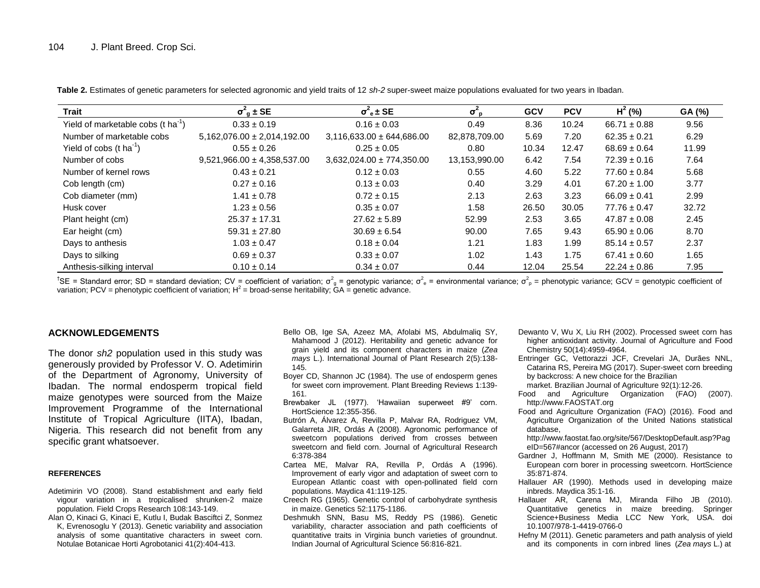**Table 2.** Estimates of genetic parameters for selected agronomic and yield traits of 12 *sh-2* super-sweet maize populations evaluated for two years in Ibadan.

| Trait | $\sigma^2_g \pm$ SE | $\sigma^2_e \pm$ SE | $\sigma^2_p$ | GCV | PCV | $H^2$ (%) | GA (%) |
|---|---|---|---|---|---|---|---|
| Yield of marketable cobs (t $ha^{-1}$) | 0.33 ± 0.19 | 0.16 ± 0.03 | 0.49 | 8.36 | 10.24 | 66.71 ± 0.88 | 9.56 |
| Number of marketable cobs | 5,162,076.00 ± 2,014,192.00 | 3,116,633.00 ± 644,686.00 | 82,878,709.00 | 5.69 | 7.20 | 62.35 ± 0.21 | 6.29 |
| Yield of cobs (t $ha^{-1}$) | 0.55 ± 0.26 | 0.25 ± 0.05 | 0.80 | 10.34 | 12.47 | 68.69 ± 0.64 | 11.99 |
| Number of cobs | 9,521,966.00 ± 4,358,537.00 | 3,632,024.00 ± 774,350.00 | 13,153,990.00 | 6.42 | 7.54 | 72.39 ± 0.16 | 7.64 |
| Number of kernel rows | 0.43 ± 0.21 | 0.12 ± 0.03 | 0.55 | 4.60 | 5.22 | 77.60 ± 0.84 | 5.68 |
| Cob length (cm) | 0.27 ± 0.16 | 0.13 ± 0.03 | 0.40 | 3.29 | 4.01 | 67.20 ± 1.00 | 3.77 |
| Cob diameter (mm) | 1.41 ± 0.78 | 0.72 ± 0.15 | 2.13 | 2.63 | 3.23 | 66.09 ± 0.41 | 2.99 |
| Husk cover | 1.23 ± 0.56 | 0.35 ± 0.07 | 1.58 | 26.50 | 30.05 | 77.76 ± 0.47 | 32.72 |
| Plant height (cm) | 25.37 ± 17.31 | 27.62 ± 5.89 | 52.99 | 2.53 | 3.65 | 47.87 ± 0.08 | 2.45 |
| Ear height (cm) | 59.31 ± 27.80 | 30.69 ± 6.54 | 90.00 | 7.65 | 9.43 | 65.90 ± 0.06 | 8.70 |
| Days to anthesis | 1.03 ± 0.47 | 0.18 ± 0.04 | 1.21 | 1.83 | 1.99 | 85.14 ± 0.57 | 2.37 |
| Days to silking | 0.69 ± 0.37 | 0.33 ± 0.07 | 1.02 | 1.43 | 1.75 | 67.41 ± 0.60 | 1.65 |
| Anthesis-silking interval | 0.10 ± 0.14 | 0.34 ± 0.07 | 0.44 | 12.04 | 25.54 | 22.24 ± 0.86 | 7.95 |

[†]SE = Standard error; SD = standard deviation; CV = coefficient of variation; $\sigma^2_g$ = genotypic variance; $\sigma^2_e$ = environmental variance; $\sigma^2_p$ = phenotypic variance; GCV = genotypic coefficient of variation; PCV = phenotypic coefficient of variation; $H^2$ = broad-sense heritability; GA = genetic advance.

## ACKNOWLEDGEMENTS

The donor *sh2* population used in this study was generously provided by Professor V. O. Adetimirin of the Department of Agronomy, University of Ibadan. The normal endosperm tropical field maize genotypes were sourced from the Maize Improvement Programme of the International Institute of Tropical Agriculture (IITA), Ibadan, Nigeria. This research did not benefit from any specific grant whatsoever.

### REFERENCES

Adetimirin VO (2008). Stand establishment and early field vigour variation in a tropicalised shrunken-2 maize population. Field Crops Research 108:143-149.

Alan O, Kinaci G, Kinaci E, Kutlu I, Budak Basciftci Z, Sonmez K, Evrenosoglu Y (2013). Genetic variability and association analysis of some quantitative characters in sweet corn. Notulae Botanicae Horti Agrobotanici 41(2):404-413.

Bello OB, Ige SA, Azeez MA, Afolabi MS, Abdulmaliq SY, Mahamood J (2012). Heritability and genetic advance for grain yield and its component characters in maize (*Zea mays* L.). International Journal of Plant Research 2(5):138-145.

Boyer CD, Shannon JC (1984). The use of endosperm genes for sweet corn improvement. Plant Breeding Reviews 1:139-161.

Brewbaker JL (1977). 'Hawaiian superweet #9' corn. HortScience 12:355-356.

Butrón A, Álvarez A, Revilla P, Malvar RA, Rodriguez VM, Galarreta JIR, Ordás A (2008). Agronomic performance of sweetcorn populations derived from crosses between sweetcorn and field corn. Journal of Agricultural Research 6:378-384

Cartea ME, Malvar RA, Revilla P, Ordás A (1996). Improvement of early vigor and adaptation of sweet corn to European Atlantic coast with open-pollinated field corn populations. Maydica 41:119-125.

Creech RG (1965). Genetic control of carbohydrate synthesis in maize. Genetics 52:1175-1186.

Deshmukh SNN, Basu MS, Reddy PS (1986). Genetic variability, character association and path coefficients of quantitative traits in Virginia bunch varieties of groundnut. Indian Journal of Agricultural Science 56:816-821.

Dewanto V, Wu X, Liu RH (2002). Processed sweet corn has higher antioxidant activity. Journal of Agriculture and Food Chemistry 50(14):4959-4964.

Entringer GC, Vettorazzi JCF, Crevelari JA, Durães NNL, Catarina RS, Pereira MG (2017). Super-sweet corn breeding by backcross: A new choice for the Brazilian market. Brazilian Journal of Agriculture 92(1):12-26.

Food and Agriculture Organization (FAO) (2007). http://www.FAOSTAT.org

Food and Agriculture Organization (FAO) (2016). Food and Agriculture Organization of the United Nations statistical database, http://www.faostat.fao.org/site/567/DesktopDefault.asp?PageID=567#ancor (accessed on 26 August, 2017)

Gardner J, Hoffmann M, Smith ME (2000). Resistance to European corn borer in processing sweetcorn. HortScience 35:871-874.

Hallauer AR (1990). Methods used in developing maize inbreds. Maydica 35:1-16.

Hallauer AR, Carena MJ, Miranda Filho JB (2010). Quantitative genetics in maize breeding. Springer Science+Business Media LCC New York, USA. doi 10.1007/978-1-4419-0766-0

Hefny M (2011). Genetic parameters and path analysis of yield and its components in corn inbred lines (*Zea mays* L.) at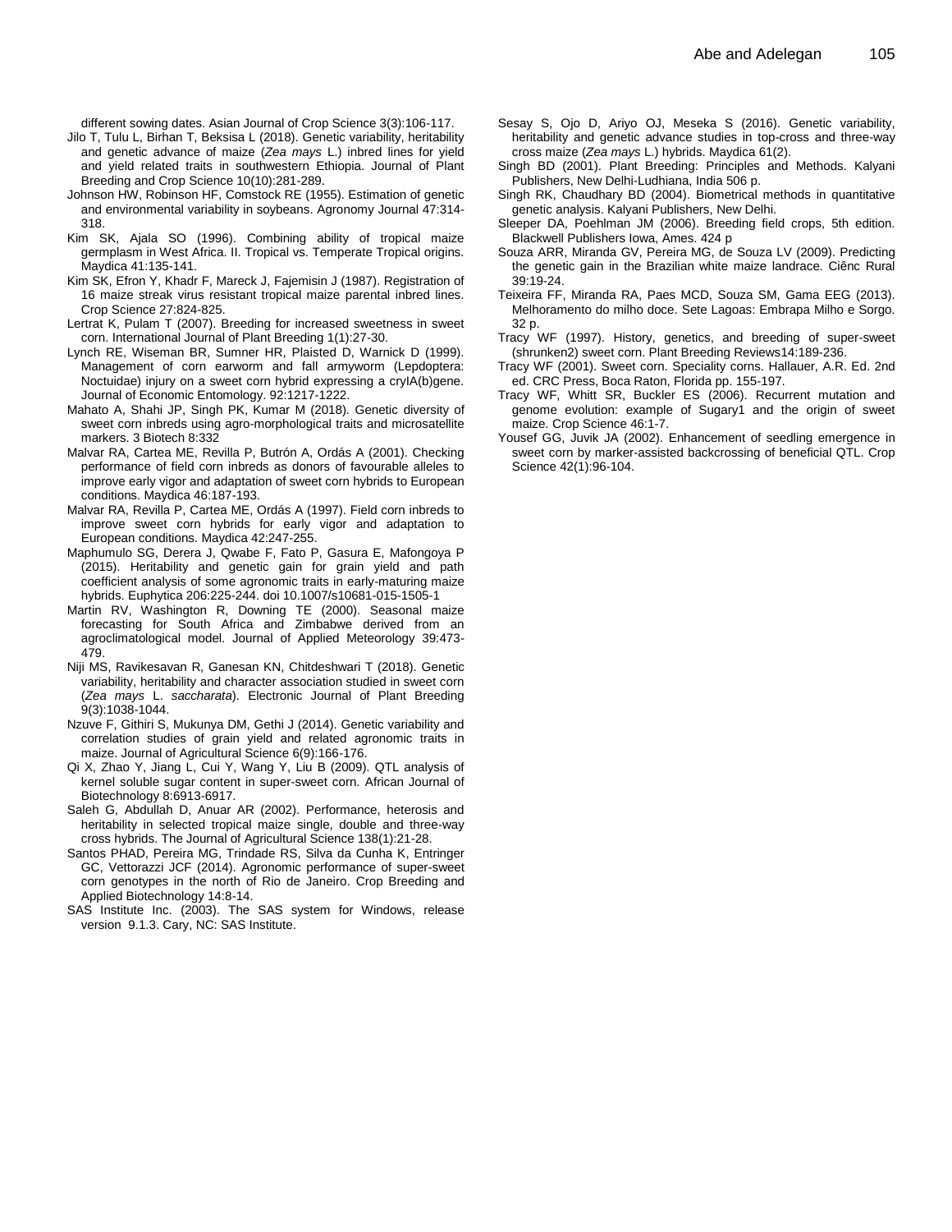different sowing dates. Asian Journal of Crop Science 3(3):106-117.

Jilo T, Tulu L, Birhan T, Beksisa L (2018). Genetic variability, heritability and genetic advance of maize (*Zea mays* L.) inbred lines for yield and yield related traits in southwestern Ethiopia. Journal of Plant Breeding and Crop Science 10(10):281-289.

Johnson HW, Robinson HF, Comstock RE (1955). Estimation of genetic and environmental variability in soybeans. Agronomy Journal 47:314-318.

Kim SK, Ajala SO (1996). Combining ability of tropical maize germplasm in West Africa. II. Tropical vs. Temperate Tropical origins. Maydica 41:135-141.

Kim SK, Efron Y, Khadr F, Mareck J, Fajemisin J (1987). Registration of 16 maize streak virus resistant tropical maize parental inbred lines. Crop Science 27:824-825.

Lertrat K, Pulam T (2007). Breeding for increased sweetness in sweet corn. International Journal of Plant Breeding 1(1):27-30.

Lynch RE, Wiseman BR, Sumner HR, Plaisted D, Warnick D (1999). Management of corn earworm and fall armyworm (Lepdoptera: Noctuidae) injury on a sweet corn hybrid expressing a cryIA(b)gene. Journal of Economic Entomology. 92:1217-1222.

Mahato A, Shahi JP, Singh PK, Kumar M (2018). Genetic diversity of sweet corn inbreds using agro-morphological traits and microsatellite markers. 3 Biotech 8:332

Malvar RA, Cartea ME, Revilla P, Butrón A, Ordás A (2001). Checking performance of field corn inbreds as donors of favourable alleles to improve early vigor and adaptation of sweet corn hybrids to European conditions. Maydica 46:187-193.

Malvar RA, Revilla P, Cartea ME, Ordás A (1997). Field corn inbreds to improve sweet corn hybrids for early vigor and adaptation to European conditions. Maydica 42:247-255.

Maphumulo SG, Derera J, Qwabe F, Fato P, Gasura E, Mafongoya P (2015). Heritability and genetic gain for grain yield and path coefficient analysis of some agronomic traits in early-maturing maize hybrids. Euphytica 206:225-244. doi 10.1007/s10681-015-1505-1

Martin RV, Washington R, Downing TE (2000). Seasonal maize forecasting for South Africa and Zimbabwe derived from an agroclimatological model. Journal of Applied Meteorology 39:473-479.

Niji MS, Ravikesavan R, Ganesan KN, Chitdeshwari T (2018). Genetic variability, heritability and character association studied in sweet corn (*Zea mays* L. *saccharata*). Electronic Journal of Plant Breeding 9(3):1038-1044.

Nzuve F, Githiri S, Mukunya DM, Gethi J (2014). Genetic variability and correlation studies of grain yield and related agronomic traits in maize. Journal of Agricultural Science 6(9):166-176.

Qi X, Zhao Y, Jiang L, Cui Y, Wang Y, Liu B (2009). QTL analysis of kernel soluble sugar content in super-sweet corn. African Journal of Biotechnology 8:6913-6917.

Saleh G, Abdullah D, Anuar AR (2002). Performance, heterosis and heritability in selected tropical maize single, double and three-way cross hybrids. The Journal of Agricultural Science 138(1):21-28.

Santos PHAD, Pereira MG, Trindade RS, Silva da Cunha K, Entringer GC, Vettorazzi JCF (2014). Agronomic performance of super-sweet corn genotypes in the north of Rio de Janeiro. Crop Breeding and Applied Biotechnology 14:8-14.

SAS Institute Inc. (2003). The SAS system for Windows, release version 9.1.3. Cary, NC: SAS Institute.

Sesay S, Ojo D, Ariyo OJ, Meseka S (2016). Genetic variability, heritability and genetic advance studies in top-cross and three-way cross maize (*Zea mays* L.) hybrids. Maydica 61(2).

Singh BD (2001). Plant Breeding: Principles and Methods. Kalyani Publishers, New Delhi-Ludhiana, India 506 p.

Singh RK, Chaudhary BD (2004). Biometrical methods in quantitative genetic analysis. Kalyani Publishers, New Delhi.

Sleeper DA, Poehlman JM (2006). Breeding field crops, 5th edition. Blackwell Publishers Iowa, Ames. 424 p

Souza ARR, Miranda GV, Pereira MG, de Souza LV (2009). Predicting the genetic gain in the Brazilian white maize landrace. Ciênc Rural 39:19-24.

Teixeira FF, Miranda RA, Paes MCD, Souza SM, Gama EEG (2013). Melhoramento do milho doce. Sete Lagoas: Embrapa Milho e Sorgo. 32 p.

Tracy WF (1997). History, genetics, and breeding of super-sweet (shrunken2) sweet corn. Plant Breeding Reviews14:189-236.

Tracy WF (2001). Sweet corn. Speciality corns. Hallauer, A.R. Ed. 2nd ed. CRC Press, Boca Raton, Florida pp. 155-197.

Tracy WF, Whitt SR, Buckler ES (2006). Recurrent mutation and genome evolution: example of Sugary1 and the origin of sweet maize. Crop Science 46:1-7.

Yousef GG, Juvik JA (2002). Enhancement of seedling emergence in sweet corn by marker-assisted backcrossing of beneficial QTL. Crop Science 42(1):96-104.